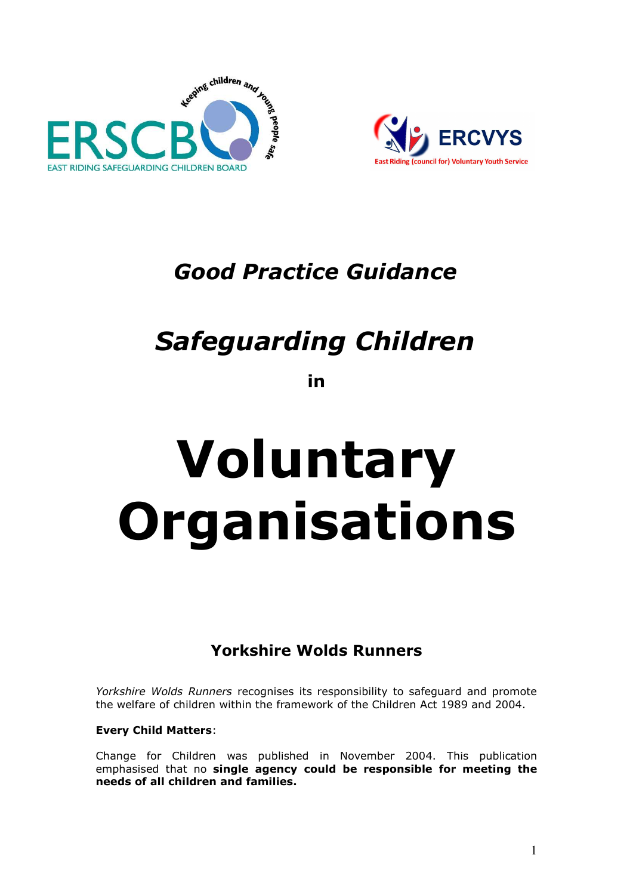ERSCB — EAST RIDING SAFEGUARDING CHILDREN BOARD — Keeping children and young people safe

ERCVYS — East Riding (council for) Voluntary Youth Service

# *Good Practice Guidance*

# *Safeguarding Children*

**in**

# Voluntary Organisations

### Yorkshire Wolds Runners

*Yorkshire Wolds Runners* recognises its responsibility to safeguard and promote the welfare of children within the framework of the Children Act 1989 and 2004.

**Every Child Matters**:

Change for Children was published in November 2004. This publication emphasised that no **single agency could be responsible for meeting the needs of all children and families.**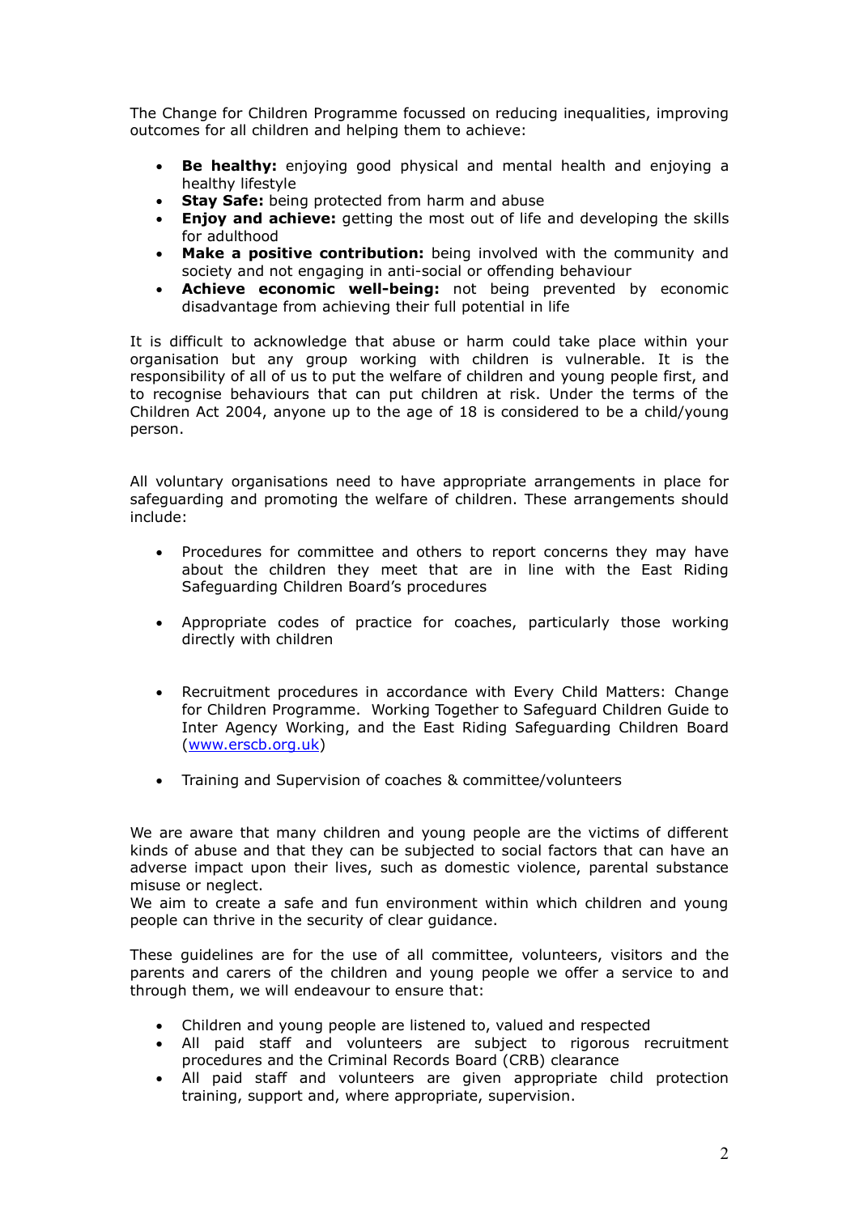The Change for Children Programme focussed on reducing inequalities, improving outcomes for all children and helping them to achieve:

- **Be healthy:** enjoying good physical and mental health and enjoying a healthy lifestyle
- **Stay Safe:** being protected from harm and abuse
- **Enjoy and achieve:** getting the most out of life and developing the skills for adulthood
- **Make a positive contribution:** being involved with the community and society and not engaging in anti-social or offending behaviour
- **Achieve economic well-being:** not being prevented by economic disadvantage from achieving their full potential in life

It is difficult to acknowledge that abuse or harm could take place within your organisation but any group working with children is vulnerable. It is the responsibility of all of us to put the welfare of children and young people first, and to recognise behaviours that can put children at risk. Under the terms of the Children Act 2004, anyone up to the age of 18 is considered to be a child/young person.

All voluntary organisations need to have appropriate arrangements in place for safeguarding and promoting the welfare of children. These arrangements should include:

- Procedures for committee and others to report concerns they may have about the children they meet that are in line with the East Riding Safeguarding Children Board's procedures

- Appropriate codes of practice for coaches, particularly those working directly with children

- Recruitment procedures in accordance with Every Child Matters: Change for Children Programme. Working Together to Safeguard Children Guide to Inter Agency Working, and the East Riding Safeguarding Children Board (www.erscb.org.uk)

- Training and Supervision of coaches & committee/volunteers

We are aware that many children and young people are the victims of different kinds of abuse and that they can be subjected to social factors that can have an adverse impact upon their lives, such as domestic violence, parental substance misuse or neglect.
We aim to create a safe and fun environment within which children and young people can thrive in the security of clear guidance.

These guidelines are for the use of all committee, volunteers, visitors and the parents and carers of the children and young people we offer a service to and through them, we will endeavour to ensure that:

- Children and young people are listened to, valued and respected
- All paid staff and volunteers are subject to rigorous recruitment procedures and the Criminal Records Board (CRB) clearance
- All paid staff and volunteers are given appropriate child protection training, support and, where appropriate, supervision.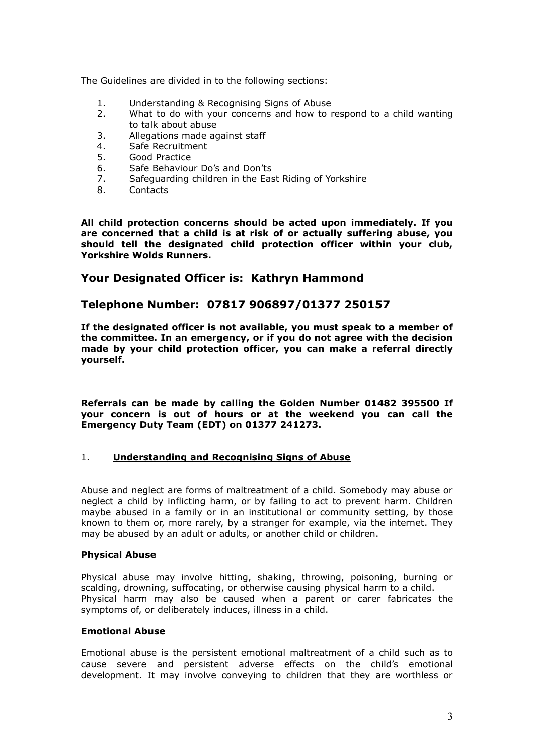The Guidelines are divided in to the following sections:

1. Understanding & Recognising Signs of Abuse
2. What to do with your concerns and how to respond to a child wanting to talk about abuse
3. Allegations made against staff
4. Safe Recruitment
5. Good Practice
6. Safe Behaviour Do's and Don'ts
7. Safeguarding children in the East Riding of Yorkshire
8. Contacts

**All child protection concerns should be acted upon immediately. If you are concerned that a child is at risk of or actually suffering abuse, you should tell the designated child protection officer within your club, Yorkshire Wolds Runners.**

## Your Designated Officer is: Kathryn Hammond

## Telephone Number: 07817 906897/01377 250157

**If the designated officer is not available, you must speak to a member of the committee. In an emergency, or if you do not agree with the decision made by your child protection officer, you can make a referral directly yourself.**

**Referrals can be made by calling the Golden Number 01482 395500 If your concern is out of hours or at the weekend you can call the Emergency Duty Team (EDT) on 01377 241273.**

### 1. Understanding and Recognising Signs of Abuse

Abuse and neglect are forms of maltreatment of a child. Somebody may abuse or neglect a child by inflicting harm, or by failing to act to prevent harm. Children maybe abused in a family or in an institutional or community setting, by those known to them or, more rarely, by a stranger for example, via the internet. They may be abused by an adult or adults, or another child or children.

**Physical Abuse**

Physical abuse may involve hitting, shaking, throwing, poisoning, burning or scalding, drowning, suffocating, or otherwise causing physical harm to a child. Physical harm may also be caused when a parent or carer fabricates the symptoms of, or deliberately induces, illness in a child.

**Emotional Abuse**

Emotional abuse is the persistent emotional maltreatment of a child such as to cause severe and persistent adverse effects on the child's emotional development. It may involve conveying to children that they are worthless or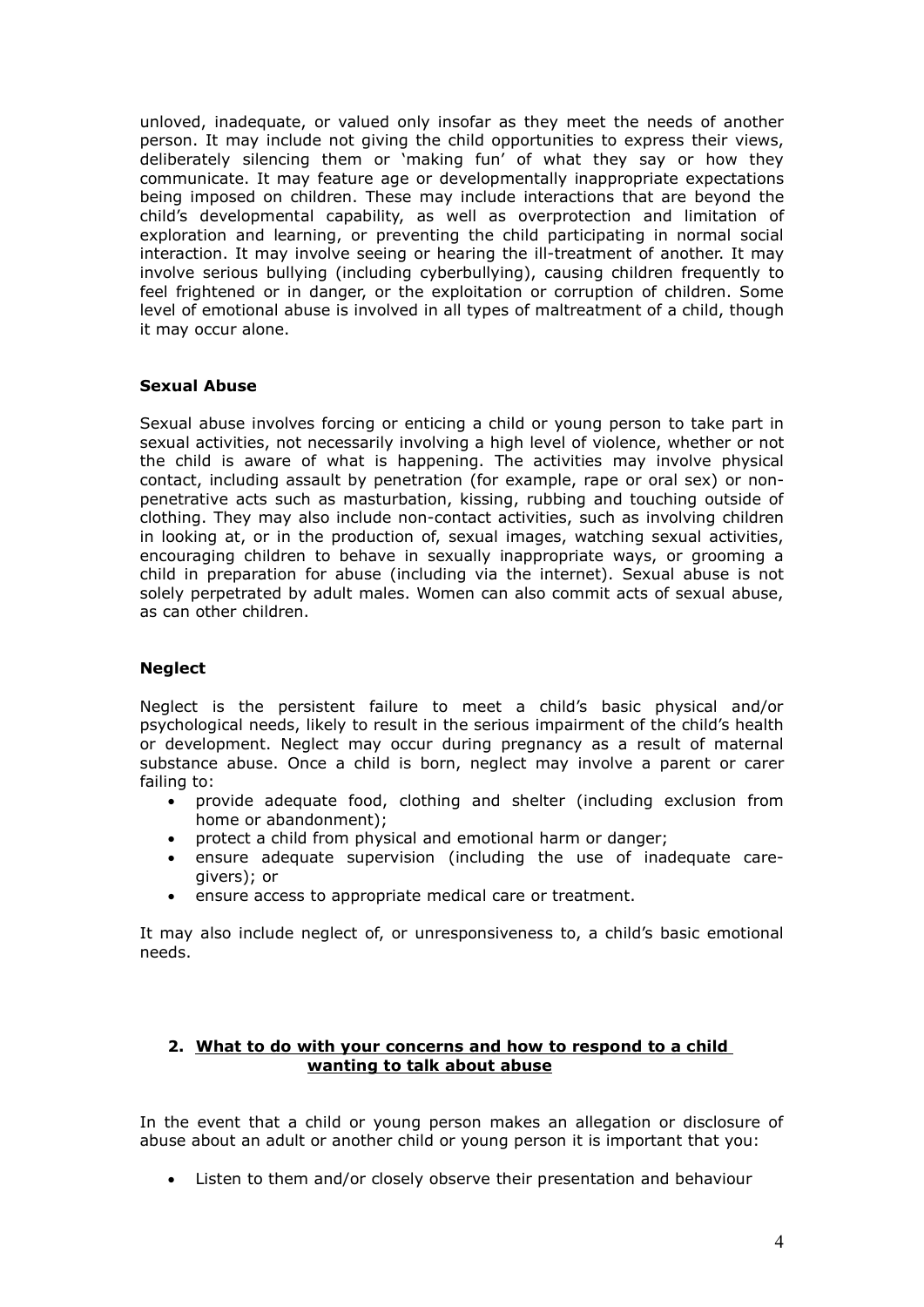unloved, inadequate, or valued only insofar as they meet the needs of another person. It may include not giving the child opportunities to express their views, deliberately silencing them or 'making fun' of what they say or how they communicate. It may feature age or developmentally inappropriate expectations being imposed on children. These may include interactions that are beyond the child's developmental capability, as well as overprotection and limitation of exploration and learning, or preventing the child participating in normal social interaction. It may involve seeing or hearing the ill-treatment of another. It may involve serious bullying (including cyberbullying), causing children frequently to feel frightened or in danger, or the exploitation or corruption of children. Some level of emotional abuse is involved in all types of maltreatment of a child, though it may occur alone.

**Sexual Abuse**

Sexual abuse involves forcing or enticing a child or young person to take part in sexual activities, not necessarily involving a high level of violence, whether or not the child is aware of what is happening. The activities may involve physical contact, including assault by penetration (for example, rape or oral sex) or non-penetrative acts such as masturbation, kissing, rubbing and touching outside of clothing. They may also include non-contact activities, such as involving children in looking at, or in the production of, sexual images, watching sexual activities, encouraging children to behave in sexually inappropriate ways, or grooming a child in preparation for abuse (including via the internet). Sexual abuse is not solely perpetrated by adult males. Women can also commit acts of sexual abuse, as can other children.

**Neglect**

Neglect is the persistent failure to meet a child's basic physical and/or psychological needs, likely to result in the serious impairment of the child's health or development. Neglect may occur during pregnancy as a result of maternal substance abuse. Once a child is born, neglect may involve a parent or carer failing to:

- provide adequate food, clothing and shelter (including exclusion from home or abandonment);
- protect a child from physical and emotional harm or danger;
- ensure adequate supervision (including the use of inadequate care-givers); or
- ensure access to appropriate medical care or treatment.

It may also include neglect of, or unresponsiveness to, a child's basic emotional needs.

## 2. <u>What to do with your concerns and how to respond to a child wanting to talk about abuse</u>

In the event that a child or young person makes an allegation or disclosure of abuse about an adult or another child or young person it is important that you:

- Listen to them and/or closely observe their presentation and behaviour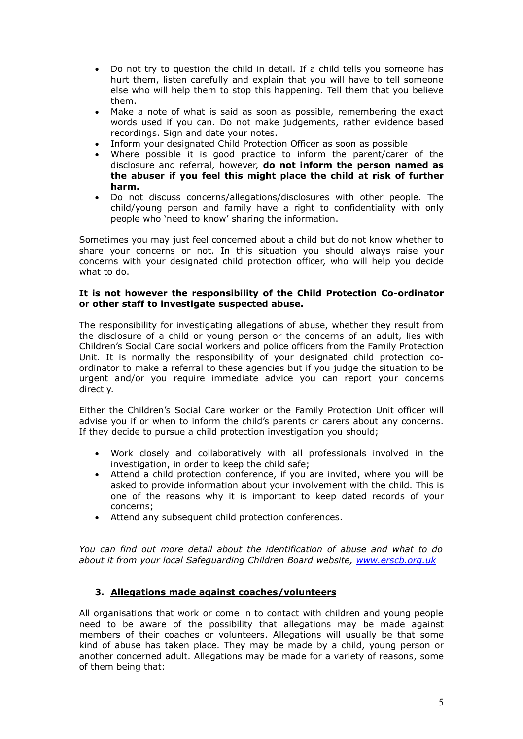- Do not try to question the child in detail. If a child tells you someone has hurt them, listen carefully and explain that you will have to tell someone else who will help them to stop this happening. Tell them that you believe them.
- Make a note of what is said as soon as possible, remembering the exact words used if you can. Do not make judgements, rather evidence based recordings. Sign and date your notes.
- Inform your designated Child Protection Officer as soon as possible
- Where possible it is good practice to inform the parent/carer of the disclosure and referral, however, **do not inform the person named as the abuser if you feel this might place the child at risk of further harm.**
- Do not discuss concerns/allegations/disclosures with other people. The child/young person and family have a right to confidentiality with only people who 'need to know' sharing the information.

Sometimes you may just feel concerned about a child but do not know whether to share your concerns or not. In this situation you should always raise your concerns with your designated child protection officer, who will help you decide what to do.

**It is not however the responsibility of the Child Protection Co-ordinator or other staff to investigate suspected abuse.**

The responsibility for investigating allegations of abuse, whether they result from the disclosure of a child or young person or the concerns of an adult, lies with Children's Social Care social workers and police officers from the Family Protection Unit. It is normally the responsibility of your designated child protection co-ordinator to make a referral to these agencies but if you judge the situation to be urgent and/or you require immediate advice you can report your concerns directly.

Either the Children's Social Care worker or the Family Protection Unit officer will advise you if or when to inform the child's parents or carers about any concerns. If they decide to pursue a child protection investigation you should;

- Work closely and collaboratively with all professionals involved in the investigation, in order to keep the child safe;
- Attend a child protection conference, if you are invited, where you will be asked to provide information about your involvement with the child. This is one of the reasons why it is important to keep dated records of your concerns;
- Attend any subsequent child protection conferences.

*You can find out more detail about the identification of abuse and what to do about it from your local Safeguarding Children Board website, [www.erscb.org.uk](http://www.erscb.org.uk)*

## 3. Allegations made against coaches/volunteers

All organisations that work or come in to contact with children and young people need to be aware of the possibility that allegations may be made against members of their coaches or volunteers. Allegations will usually be that some kind of abuse has taken place. They may be made by a child, young person or another concerned adult. Allegations may be made for a variety of reasons, some of them being that: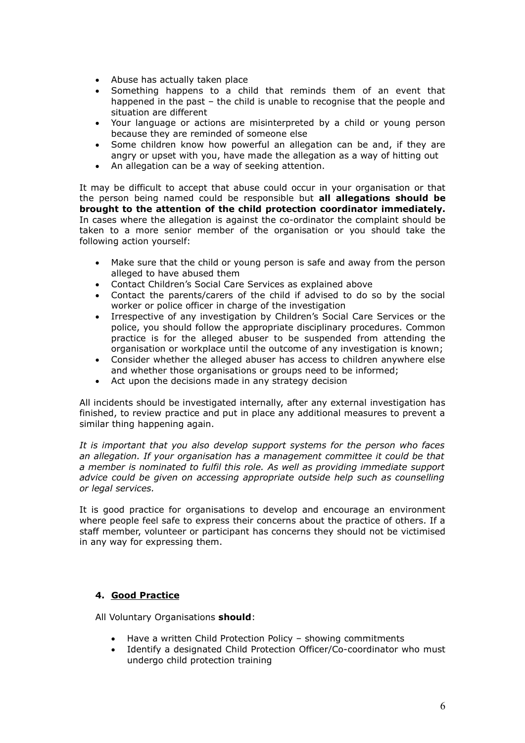- Abuse has actually taken place
- Something happens to a child that reminds them of an event that happened in the past – the child is unable to recognise that the people and situation are different
- Your language or actions are misinterpreted by a child or young person because they are reminded of someone else
- Some children know how powerful an allegation can be and, if they are angry or upset with you, have made the allegation as a way of hitting out
- An allegation can be a way of seeking attention.

It may be difficult to accept that abuse could occur in your organisation or that the person being named could be responsible but **all allegations should be brought to the attention of the child protection coordinator immediately.** In cases where the allegation is against the co-ordinator the complaint should be taken to a more senior member of the organisation or you should take the following action yourself:

- Make sure that the child or young person is safe and away from the person alleged to have abused them
- Contact Children's Social Care Services as explained above
- Contact the parents/carers of the child if advised to do so by the social worker or police officer in charge of the investigation
- Irrespective of any investigation by Children's Social Care Services or the police, you should follow the appropriate disciplinary procedures. Common practice is for the alleged abuser to be suspended from attending the organisation or workplace until the outcome of any investigation is known;
- Consider whether the alleged abuser has access to children anywhere else and whether those organisations or groups need to be informed;
- Act upon the decisions made in any strategy decision

All incidents should be investigated internally, after any external investigation has finished, to review practice and put in place any additional measures to prevent a similar thing happening again.

*It is important that you also develop support systems for the person who faces an allegation. If your organisation has a management committee it could be that a member is nominated to fulfil this role. As well as providing immediate support advice could be given on accessing appropriate outside help such as counselling or legal services.*

It is good practice for organisations to develop and encourage an environment where people feel safe to express their concerns about the practice of others. If a staff member, volunteer or participant has concerns they should not be victimised in any way for expressing them.

## 4. Good Practice

All Voluntary Organisations **should**:

- Have a written Child Protection Policy – showing commitments
- Identify a designated Child Protection Officer/Co-coordinator who must undergo child protection training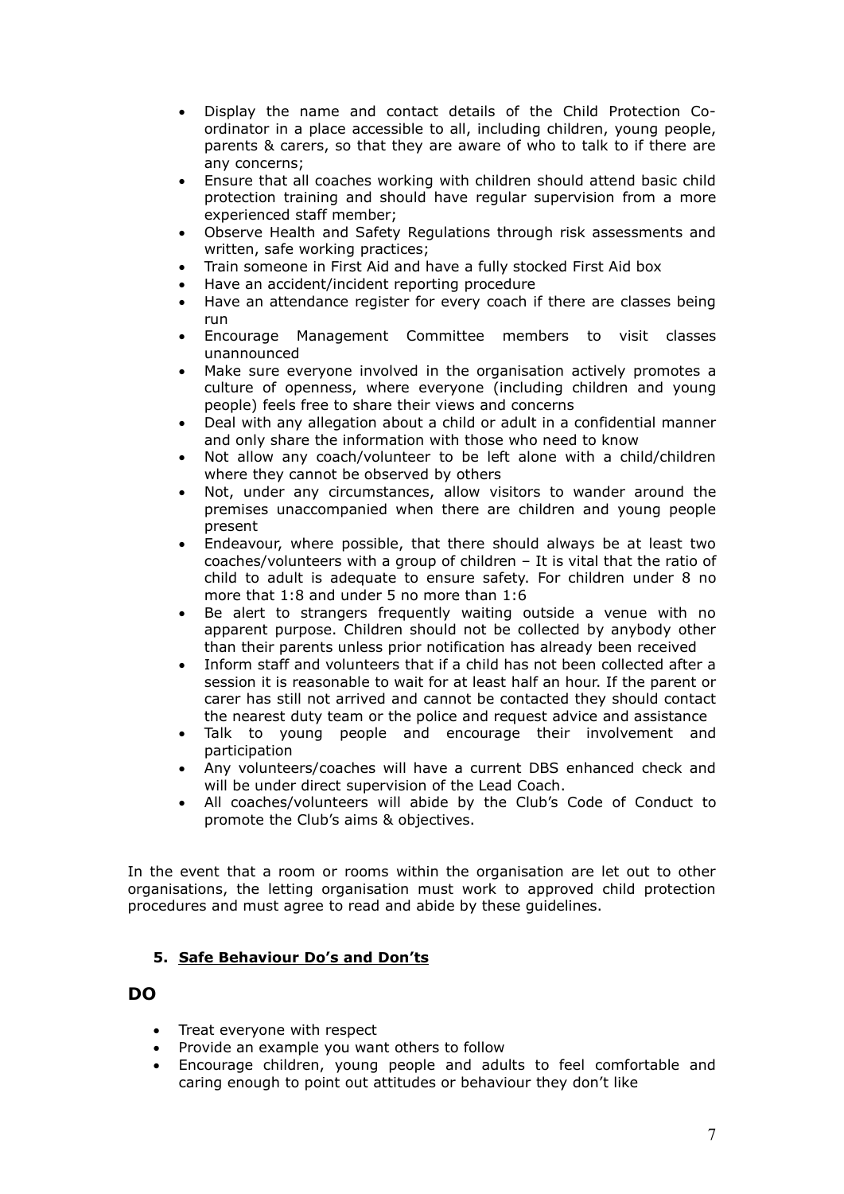- Display the name and contact details of the Child Protection Co-ordinator in a place accessible to all, including children, young people, parents & carers, so that they are aware of who to talk to if there are any concerns;
- Ensure that all coaches working with children should attend basic child protection training and should have regular supervision from a more experienced staff member;
- Observe Health and Safety Regulations through risk assessments and written, safe working practices;
- Train someone in First Aid and have a fully stocked First Aid box
- Have an accident/incident reporting procedure
- Have an attendance register for every coach if there are classes being run
- Encourage Management Committee members to visit classes unannounced
- Make sure everyone involved in the organisation actively promotes a culture of openness, where everyone (including children and young people) feels free to share their views and concerns
- Deal with any allegation about a child or adult in a confidential manner and only share the information with those who need to know
- Not allow any coach/volunteer to be left alone with a child/children where they cannot be observed by others
- Not, under any circumstances, allow visitors to wander around the premises unaccompanied when there are children and young people present
- Endeavour, where possible, that there should always be at least two coaches/volunteers with a group of children – It is vital that the ratio of child to adult is adequate to ensure safety. For children under 8 no more that 1:8 and under 5 no more than 1:6
- Be alert to strangers frequently waiting outside a venue with no apparent purpose. Children should not be collected by anybody other than their parents unless prior notification has already been received
- Inform staff and volunteers that if a child has not been collected after a session it is reasonable to wait for at least half an hour. If the parent or carer has still not arrived and cannot be contacted they should contact the nearest duty team or the police and request advice and assistance
- Talk to young people and encourage their involvement and participation
- Any volunteers/coaches will have a current DBS enhanced check and will be under direct supervision of the Lead Coach.
- All coaches/volunteers will abide by the Club's Code of Conduct to promote the Club's aims & objectives.

In the event that a room or rooms within the organisation are let out to other organisations, the letting organisation must work to approved child protection procedures and must agree to read and abide by these guidelines.

## 5. Safe Behaviour Do's and Don'ts

### DO

- Treat everyone with respect
- Provide an example you want others to follow
- Encourage children, young people and adults to feel comfortable and caring enough to point out attitudes or behaviour they don't like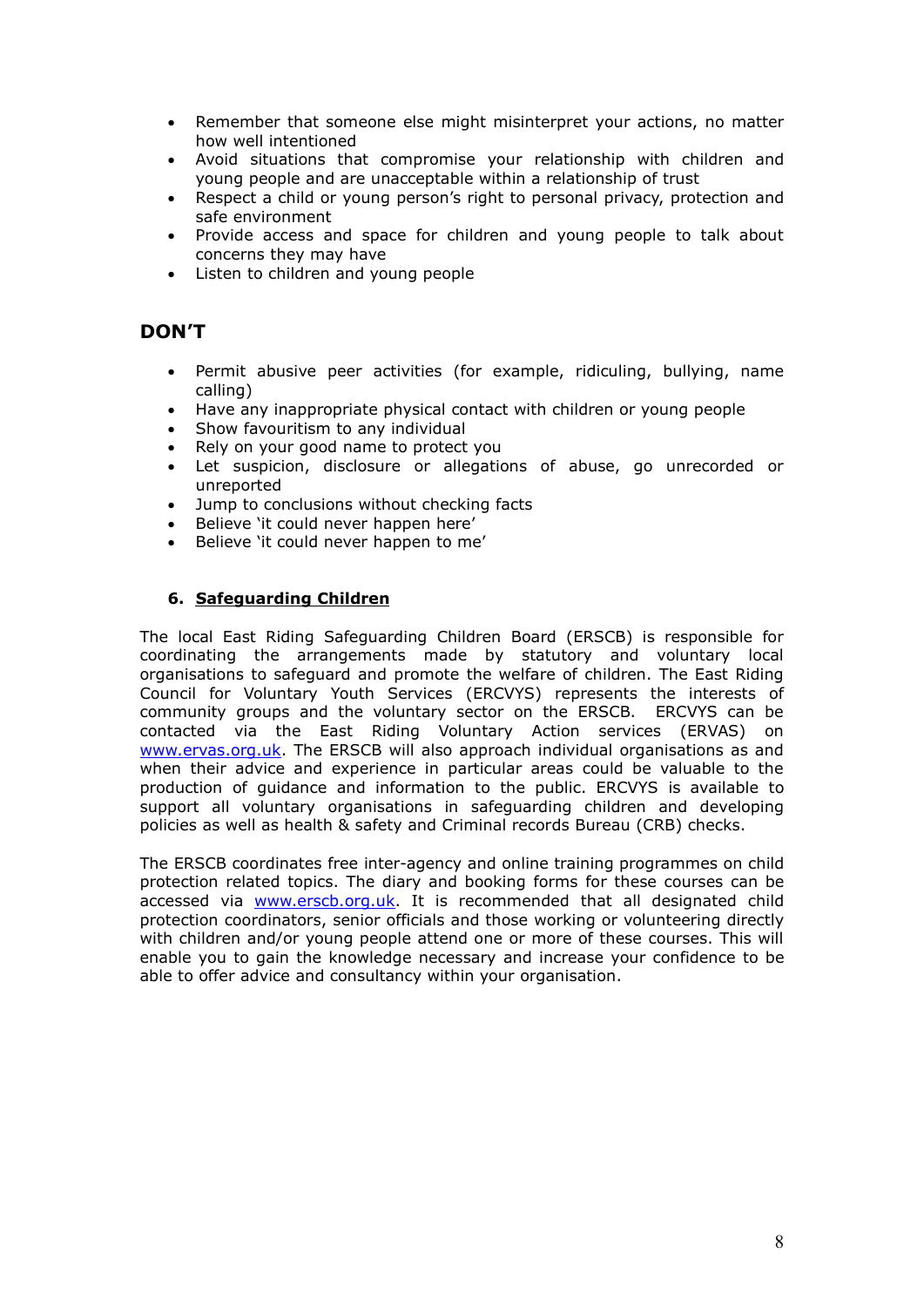- Remember that someone else might misinterpret your actions, no matter how well intentioned
- Avoid situations that compromise your relationship with children and young people and are unacceptable within a relationship of trust
- Respect a child or young person's right to personal privacy, protection and safe environment
- Provide access and space for children and young people to talk about concerns they may have
- Listen to children and young people

## DON'T

- Permit abusive peer activities (for example, ridiculing, bullying, name calling)
- Have any inappropriate physical contact with children or young people
- Show favouritism to any individual
- Rely on your good name to protect you
- Let suspicion, disclosure or allegations of abuse, go unrecorded or unreported
- Jump to conclusions without checking facts
- Believe 'it could never happen here'
- Believe 'it could never happen to me'

## 6. Safeguarding Children

The local East Riding Safeguarding Children Board (ERSCB) is responsible for coordinating the arrangements made by statutory and voluntary local organisations to safeguard and promote the welfare of children. The East Riding Council for Voluntary Youth Services (ERCVYS) represents the interests of community groups and the voluntary sector on the ERSCB. ERCVYS can be contacted via the East Riding Voluntary Action services (ERVAS) on www.ervas.org.uk. The ERSCB will also approach individual organisations as and when their advice and experience in particular areas could be valuable to the production of guidance and information to the public. ERCVYS is available to support all voluntary organisations in safeguarding children and developing policies as well as health & safety and Criminal records Bureau (CRB) checks.

The ERSCB coordinates free inter-agency and online training programmes on child protection related topics. The diary and booking forms for these courses can be accessed via www.erscb.org.uk. It is recommended that all designated child protection coordinators, senior officials and those working or volunteering directly with children and/or young people attend one or more of these courses. This will enable you to gain the knowledge necessary and increase your confidence to be able to offer advice and consultancy within your organisation.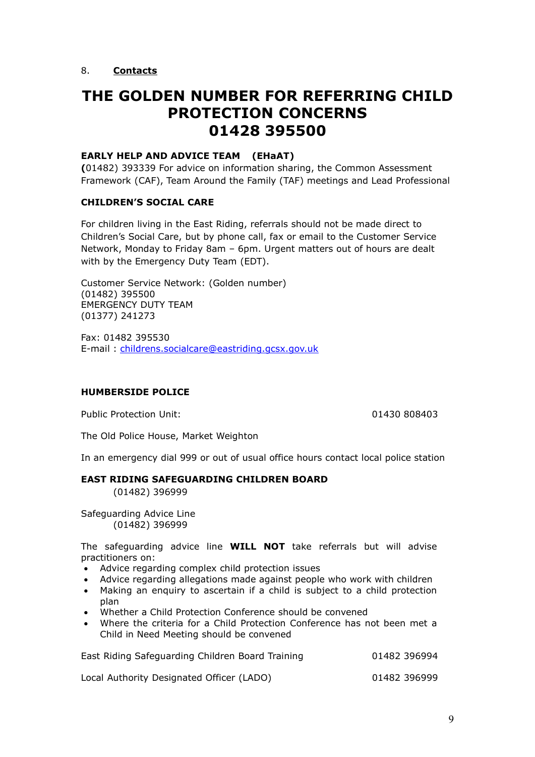8. **Contacts**

# THE GOLDEN NUMBER FOR REFERRING CHILD PROTECTION CONCERNS 01428 395500

**EARLY HELP AND ADVICE TEAM (EHaAT)**
**(**01482) 393339 For advice on information sharing, the Common Assessment Framework (CAF), Team Around the Family (TAF) meetings and Lead Professional

**CHILDREN'S SOCIAL CARE**

For children living in the East Riding, referrals should not be made direct to Children's Social Care, but by phone call, fax or email to the Customer Service Network, Monday to Friday 8am – 6pm. Urgent matters out of hours are dealt with by the Emergency Duty Team (EDT).

Customer Service Network: (Golden number)
(01482) 395500
EMERGENCY DUTY TEAM
(01377) 241273

Fax: 01482 395530
E-mail : childrens.socialcare@eastriding.gcsx.gov.uk

**HUMBERSIDE POLICE**

Public Protection Unit: 01430 808403

The Old Police House, Market Weighton

In an emergency dial 999 or out of usual office hours contact local police station

**EAST RIDING SAFEGUARDING CHILDREN BOARD**
(01482) 396999

Safeguarding Advice Line
(01482) 396999

The safeguarding advice line **WILL NOT** take referrals but will advise practitioners on:

- Advice regarding complex child protection issues
- Advice regarding allegations made against people who work with children
- Making an enquiry to ascertain if a child is subject to a child protection plan
- Whether a Child Protection Conference should be convened
- Where the criteria for a Child Protection Conference has not been met a Child in Need Meeting should be convened

East Riding Safeguarding Children Board Training 01482 396994

Local Authority Designated Officer (LADO) 01482 396999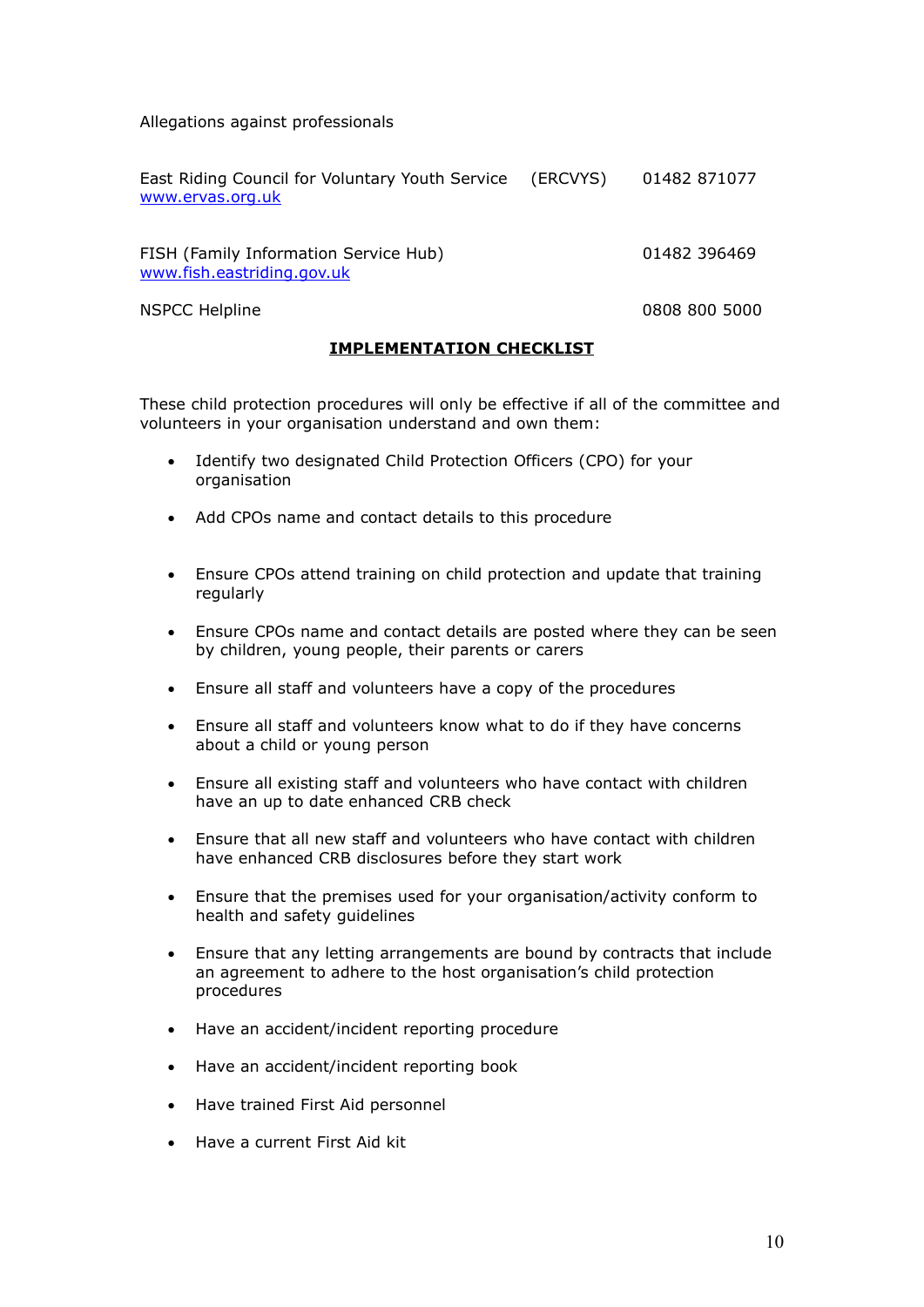Allegations against professionals

East Riding Council for Voluntary Youth Service (ERCVYS) 01482 871077
www.ervas.org.uk

FISH (Family Information Service Hub) 01482 396469
www.fish.eastriding.gov.uk

NSPCC Helpline 0808 800 5000

**IMPLEMENTATION CHECKLIST**

These child protection procedures will only be effective if all of the committee and volunteers in your organisation understand and own them:

- Identify two designated Child Protection Officers (CPO) for your organisation
- Add CPOs name and contact details to this procedure
- Ensure CPOs attend training on child protection and update that training regularly
- Ensure CPOs name and contact details are posted where they can be seen by children, young people, their parents or carers
- Ensure all staff and volunteers have a copy of the procedures
- Ensure all staff and volunteers know what to do if they have concerns about a child or young person
- Ensure all existing staff and volunteers who have contact with children have an up to date enhanced CRB check
- Ensure that all new staff and volunteers who have contact with children have enhanced CRB disclosures before they start work
- Ensure that the premises used for your organisation/activity conform to health and safety guidelines
- Ensure that any letting arrangements are bound by contracts that include an agreement to adhere to the host organisation's child protection procedures
- Have an accident/incident reporting procedure
- Have an accident/incident reporting book
- Have trained First Aid personnel
- Have a current First Aid kit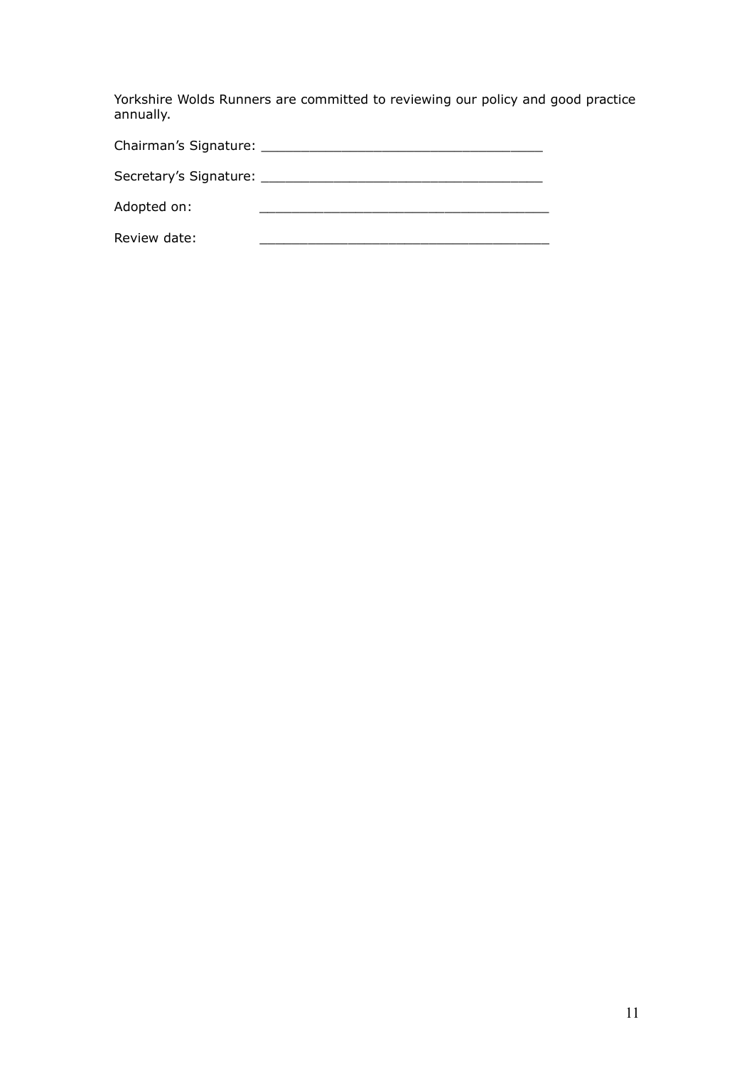Yorkshire Wolds Runners are committed to reviewing our policy and good practice annually.

Chairman's Signature: ___________________________________

Secretary's Signature: ___________________________________

Adopted on: ___________________________________

Review date: ___________________________________